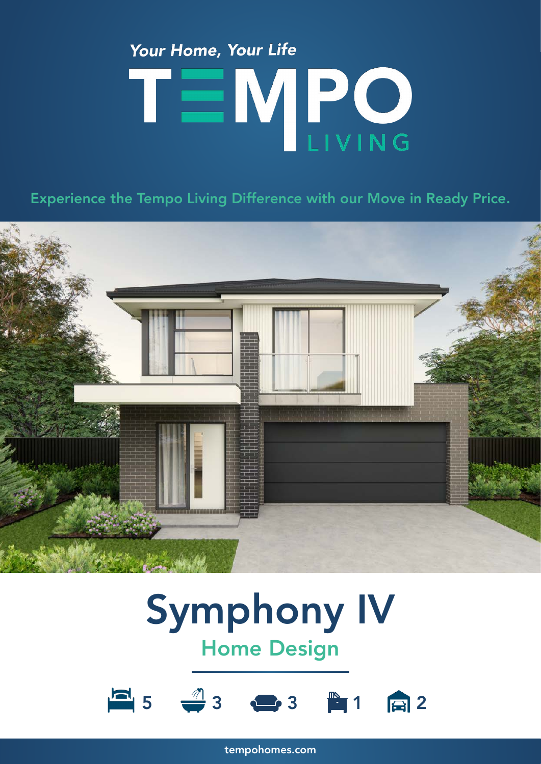*Your Home, Your Life*

# TEMPO LIVING

Experience the Tempo Living Difference with our Move in Ready Price.

# Symphony IV

## Home Design

5 | 3 | 3 | 1 | 2

tempohomes.com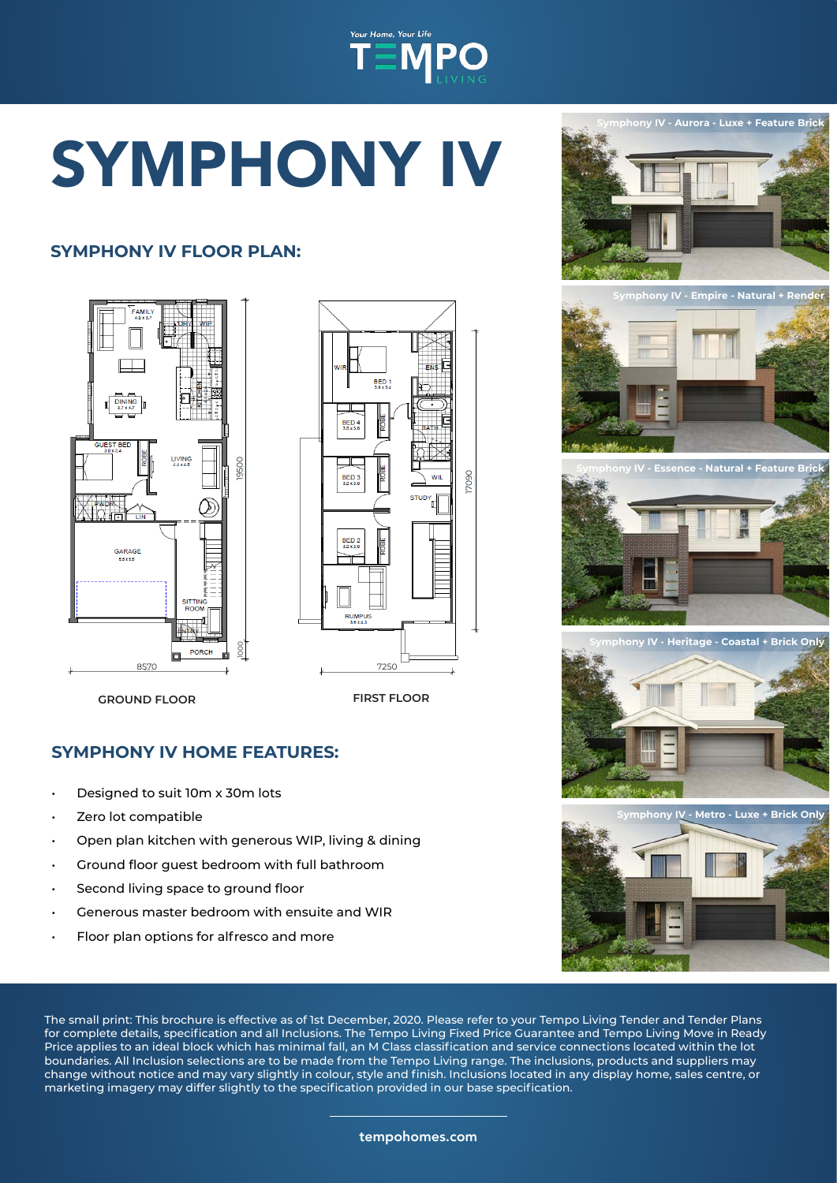# SYMPHONY IV

## SYMPHONY IV FLOOR PLAN:

GROUND FLOOR

FIRST FLOOR

Symphony IV - Aurora - Luxe + Feature Brick

Symphony IV - Empire - Natural + Render

Symphony IV - Essence - Natural + Feature Brick

Symphony IV - Heritage - Coastal + Brick Only

Symphony IV - Metro - Luxe + Brick Only

## SYMPHONY IV HOME FEATURES:

- Designed to suit 10m x 30m lots
- Zero lot compatible
- Open plan kitchen with generous WIP, living & dining
- Ground floor guest bedroom with full bathroom
- Second living space to ground floor
- Generous master bedroom with ensuite and WIR
- Floor plan options for alfresco and more

The small print: This brochure is effective as of 1st December, 2020. Please refer to your Tempo Living Tender and Tender Plans for complete details, specification and all Inclusions. The Tempo Living Fixed Price Guarantee and Tempo Living Move in Ready Price applies to an ideal block which has minimal fall, an M Class classification and service connections located within the lot boundaries. All Inclusion selections are to be made from the Tempo Living range. The inclusions, products and suppliers may change without notice and may vary slightly in colour, style and finish. Inclusions located in any display home, sales centre, or marketing imagery may differ slightly to the specification provided in our base specification.

tempohomes.com